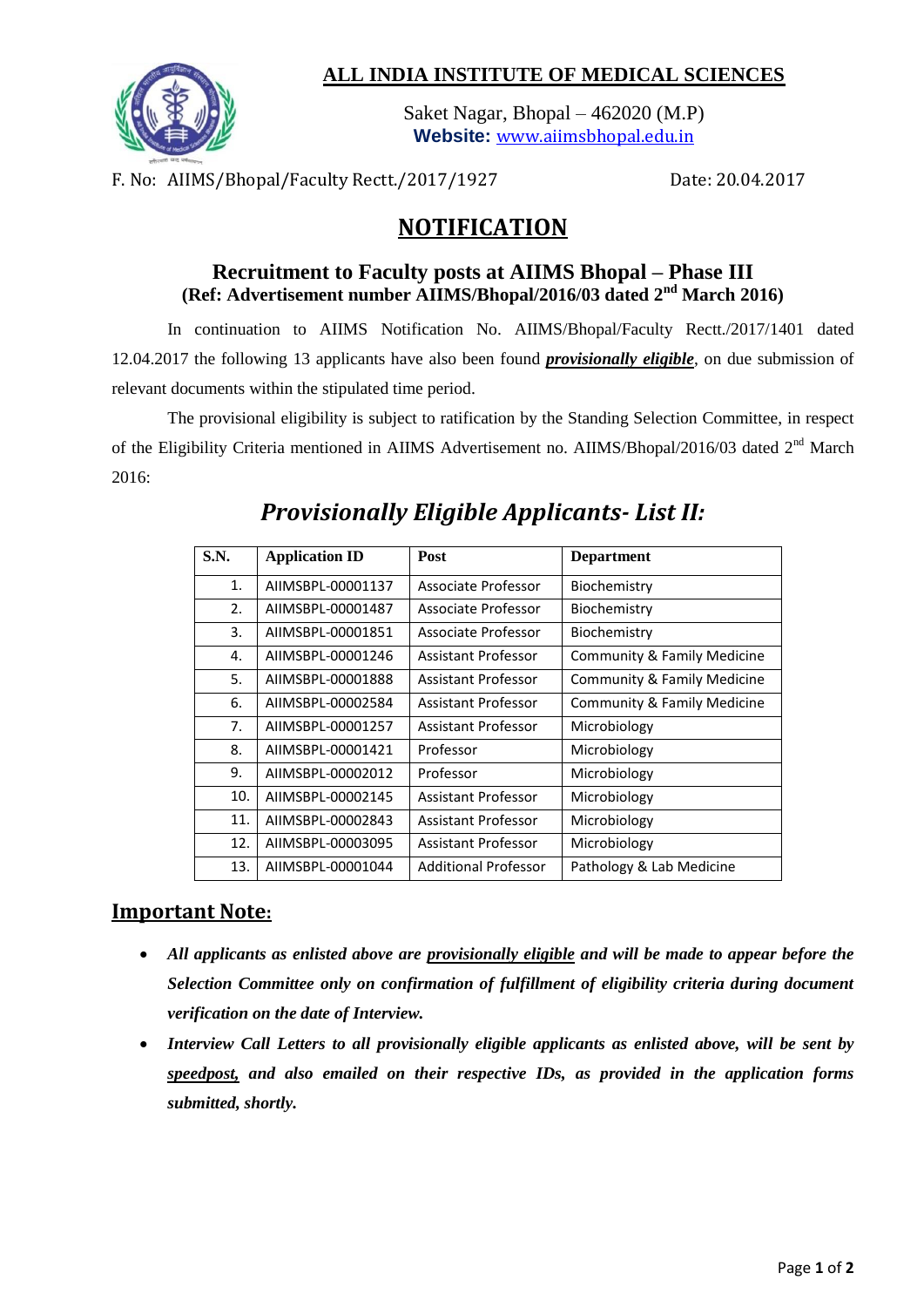# ALL INDIA INSTITUTE OF MEDICAL SCIENCES

Saket Nagar, Bhopal – 462020 (M.P)
**Website:** www.aiimsbhopal.edu.in

F. No: AIIMS/Bhopal/Faculty Rectt./2017/1927 Date: 20.04.2017

## NOTIFICATION

### Recruitment to Faculty posts at AIIMS Bhopal – Phase III
**(Ref: Advertisement number AIIMS/Bhopal/2016/03 dated 2nd March 2016)**

In continuation to AIIMS Notification No. AIIMS/Bhopal/Faculty Rectt./2017/1401 dated 12.04.2017 the following 13 applicants have also been found ***provisionally eligible***, on due submission of relevant documents within the stipulated time period.

The provisional eligibility is subject to ratification by the Standing Selection Committee, in respect of the Eligibility Criteria mentioned in AIIMS Advertisement no. AIIMS/Bhopal/2016/03 dated 2nd March 2016:

## *Provisionally Eligible Applicants- List II:*

| S.N. | Application ID | Post | Department |
|---|---|---|---|
| 1. | AIIMSBPL-00001137 | Associate Professor | Biochemistry |
| 2. | AIIMSBPL-00001487 | Associate Professor | Biochemistry |
| 3. | AIIMSBPL-00001851 | Associate Professor | Biochemistry |
| 4. | AIIMSBPL-00001246 | Assistant Professor | Community & Family Medicine |
| 5. | AIIMSBPL-00001888 | Assistant Professor | Community & Family Medicine |
| 6. | AIIMSBPL-00002584 | Assistant Professor | Community & Family Medicine |
| 7. | AIIMSBPL-00001257 | Assistant Professor | Microbiology |
| 8. | AIIMSBPL-00001421 | Professor | Microbiology |
| 9. | AIIMSBPL-00002012 | Professor | Microbiology |
| 10. | AIIMSBPL-00002145 | Assistant Professor | Microbiology |
| 11. | AIIMSBPL-00002843 | Assistant Professor | Microbiology |
| 12. | AIIMSBPL-00003095 | Assistant Professor | Microbiology |
| 13. | AIIMSBPL-00001044 | Additional Professor | Pathology & Lab Medicine |

## Important Note:

- ***All applicants as enlisted above are provisionally eligible and will be made to appear before the Selection Committee only on confirmation of fulfillment of eligibility criteria during document verification on the date of Interview.***
- ***Interview Call Letters to all provisionally eligible applicants as enlisted above, will be sent by speedpost, and also emailed on their respective IDs, as provided in the application forms submitted, shortly.***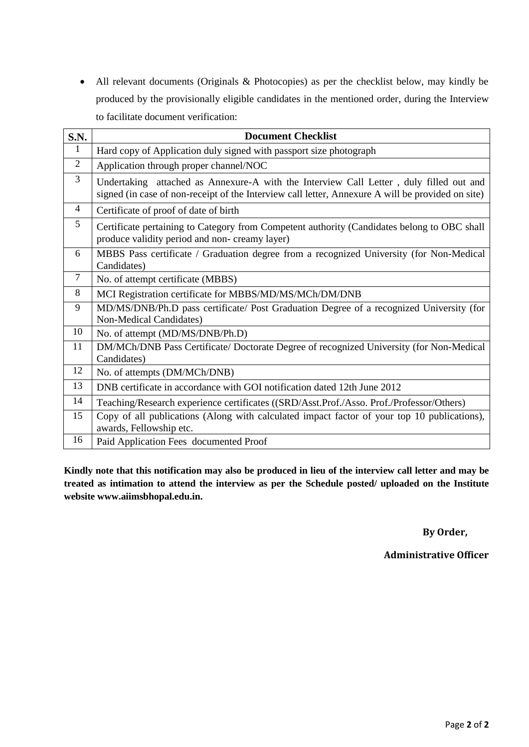- All relevant documents (Originals & Photocopies) as per the checklist below, may kindly be produced by the provisionally eligible candidates in the mentioned order, during the Interview to facilitate document verification:

| S.N. | Document Checklist |
|---|---|
| 1 | Hard copy of Application duly signed with passport size photograph |
| 2 | Application through proper channel/NOC |
| 3 | Undertaking attached as Annexure-A with the Interview Call Letter , duly filled out and signed (in case of non-receipt of the Interview call letter, Annexure A will be provided on site) |
| 4 | Certificate of proof of date of birth |
| 5 | Certificate pertaining to Category from Competent authority (Candidates belong to OBC shall produce validity period and non- creamy layer) |
| 6 | MBBS Pass certificate / Graduation degree from a recognized University (for Non-Medical Candidates) |
| 7 | No. of attempt certificate (MBBS) |
| 8 | MCI Registration certificate for MBBS/MD/MS/MCh/DM/DNB |
| 9 | MD/MS/DNB/Ph.D pass certificate/ Post Graduation Degree of a recognized University (for Non-Medical Candidates) |
| 10 | No. of attempt (MD/MS/DNB/Ph.D) |
| 11 | DM/MCh/DNB Pass Certificate/ Doctorate Degree of recognized University (for Non-Medical Candidates) |
| 12 | No. of attempts (DM/MCh/DNB) |
| 13 | DNB certificate in accordance with GOI notification dated 12th June 2012 |
| 14 | Teaching/Research experience certificates ((SRD/Asst.Prof./Asso. Prof./Professor/Others) |
| 15 | Copy of all publications (Along with calculated impact factor of your top 10 publications), awards, Fellowship etc. |
| 16 | Paid Application Fees documented Proof |

**Kindly note that this notification may also be produced in lieu of the interview call letter and may be treated as intimation to attend the interview as per the Schedule posted/ uploaded on the Institute website www.aiimsbhopal.edu.in.**

**By Order,**

**Administrative Officer**